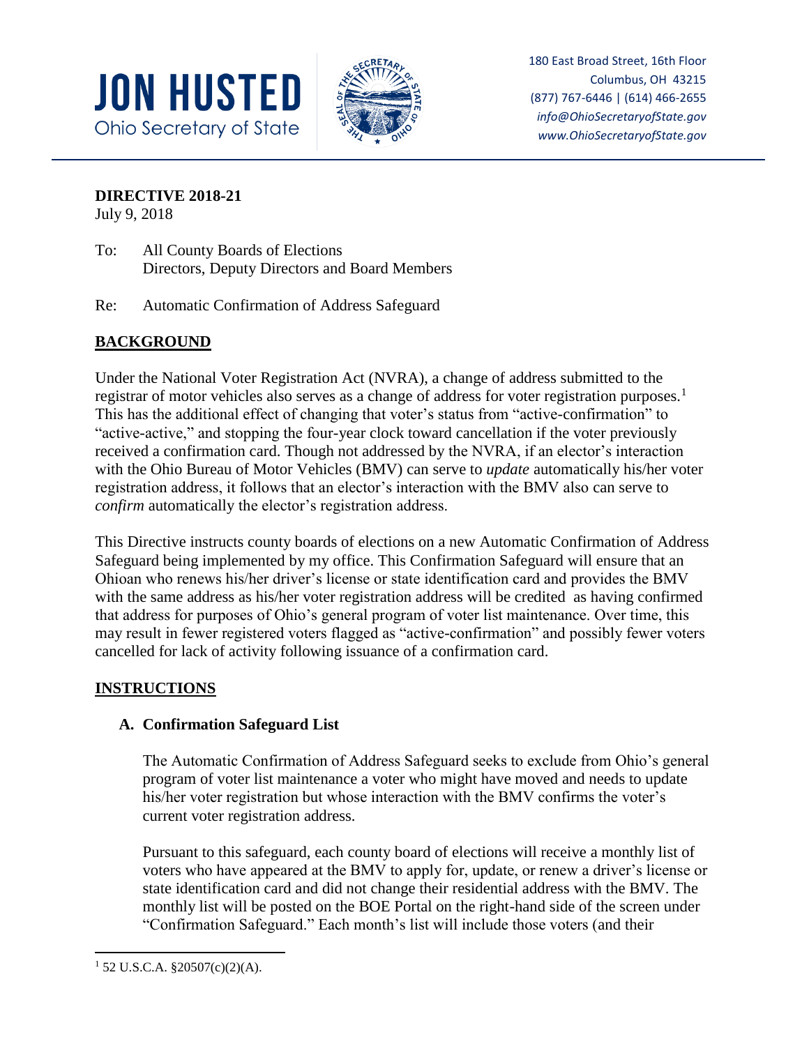**JON HUSTED**
Ohio Secretary of State

180 East Broad Street, 16th Floor
Columbus, OH 43215
(877) 767-6446 | (614) 466-2655
*info@OhioSecretaryofState.gov*
*www.OhioSecretaryofState.gov*

**DIRECTIVE 2018-21**
July 9, 2018

To: All County Boards of Elections
Directors, Deputy Directors and Board Members

Re: Automatic Confirmation of Address Safeguard

## BACKGROUND

Under the National Voter Registration Act (NVRA), a change of address submitted to the registrar of motor vehicles also serves as a change of address for voter registration purposes.[1] This has the additional effect of changing that voter's status from "active-confirmation" to "active-active," and stopping the four-year clock toward cancellation if the voter previously received a confirmation card. Though not addressed by the NVRA, if an elector's interaction with the Ohio Bureau of Motor Vehicles (BMV) can serve to *update* automatically his/her voter registration address, it follows that an elector's interaction with the BMV also can serve to *confirm* automatically the elector's registration address.

This Directive instructs county boards of elections on a new Automatic Confirmation of Address Safeguard being implemented by my office. This Confirmation Safeguard will ensure that an Ohioan who renews his/her driver's license or state identification card and provides the BMV with the same address as his/her voter registration address will be credited as having confirmed that address for purposes of Ohio's general program of voter list maintenance. Over time, this may result in fewer registered voters flagged as "active-confirmation" and possibly fewer voters cancelled for lack of activity following issuance of a confirmation card.

## INSTRUCTIONS

### A. Confirmation Safeguard List

The Automatic Confirmation of Address Safeguard seeks to exclude from Ohio's general program of voter list maintenance a voter who might have moved and needs to update his/her voter registration but whose interaction with the BMV confirms the voter's current voter registration address.

Pursuant to this safeguard, each county board of elections will receive a monthly list of voters who have appeared at the BMV to apply for, update, or renew a driver's license or state identification card and did not change their residential address with the BMV. The monthly list will be posted on the BOE Portal on the right-hand side of the screen under "Confirmation Safeguard." Each month's list will include those voters (and their

[1] 52 U.S.C.A. §20507(c)(2)(A).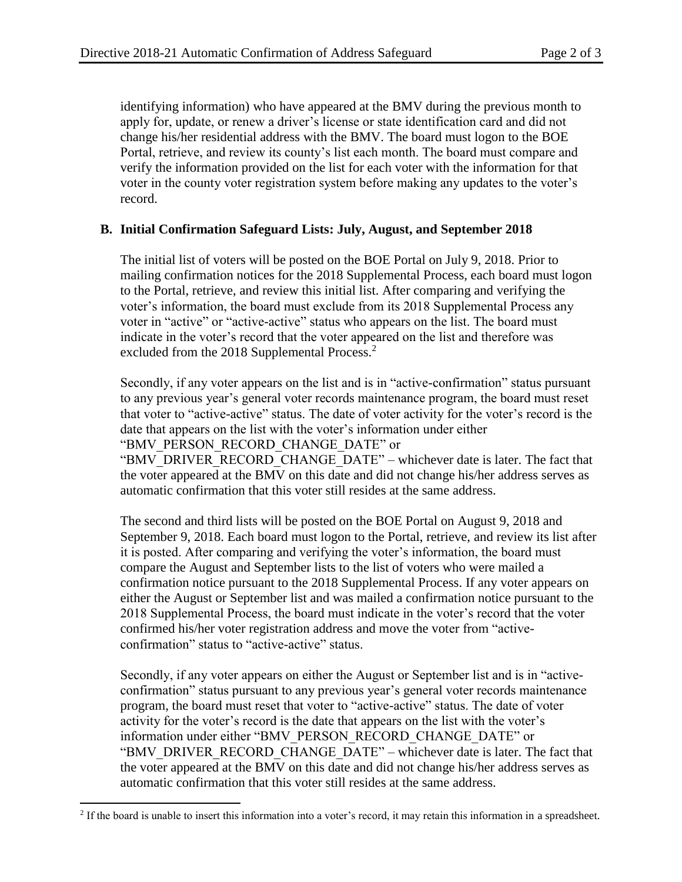identifying information) who have appeared at the BMV during the previous month to apply for, update, or renew a driver's license or state identification card and did not change his/her residential address with the BMV. The board must logon to the BOE Portal, retrieve, and review its county's list each month. The board must compare and verify the information provided on the list for each voter with the information for that voter in the county voter registration system before making any updates to the voter's record.

### B. Initial Confirmation Safeguard Lists: July, August, and September 2018

The initial list of voters will be posted on the BOE Portal on July 9, 2018. Prior to mailing confirmation notices for the 2018 Supplemental Process, each board must logon to the Portal, retrieve, and review this initial list. After comparing and verifying the voter's information, the board must exclude from its 2018 Supplemental Process any voter in "active" or "active-active" status who appears on the list. The board must indicate in the voter's record that the voter appeared on the list and therefore was excluded from the 2018 Supplemental Process.[2]

Secondly, if any voter appears on the list and is in "active-confirmation" status pursuant to any previous year's general voter records maintenance program, the board must reset that voter to "active-active" status. The date of voter activity for the voter's record is the date that appears on the list with the voter's information under either "BMV_PERSON_RECORD_CHANGE_DATE" or "BMV_DRIVER_RECORD_CHANGE_DATE" – whichever date is later. The fact that the voter appeared at the BMV on this date and did not change his/her address serves as automatic confirmation that this voter still resides at the same address.

The second and third lists will be posted on the BOE Portal on August 9, 2018 and September 9, 2018. Each board must logon to the Portal, retrieve, and review its list after it is posted. After comparing and verifying the voter's information, the board must compare the August and September lists to the list of voters who were mailed a confirmation notice pursuant to the 2018 Supplemental Process. If any voter appears on either the August or September list and was mailed a confirmation notice pursuant to the 2018 Supplemental Process, the board must indicate in the voter's record that the voter confirmed his/her voter registration address and move the voter from "active-confirmation" status to "active-active" status.

Secondly, if any voter appears on either the August or September list and is in "active-confirmation" status pursuant to any previous year's general voter records maintenance program, the board must reset that voter to "active-active" status. The date of voter activity for the voter's record is the date that appears on the list with the voter's information under either "BMV_PERSON_RECORD_CHANGE_DATE" or "BMV_DRIVER_RECORD_CHANGE_DATE" – whichever date is later. The fact that the voter appeared at the BMV on this date and did not change his/her address serves as automatic confirmation that this voter still resides at the same address.

[2] If the board is unable to insert this information into a voter's record, it may retain this information in a spreadsheet.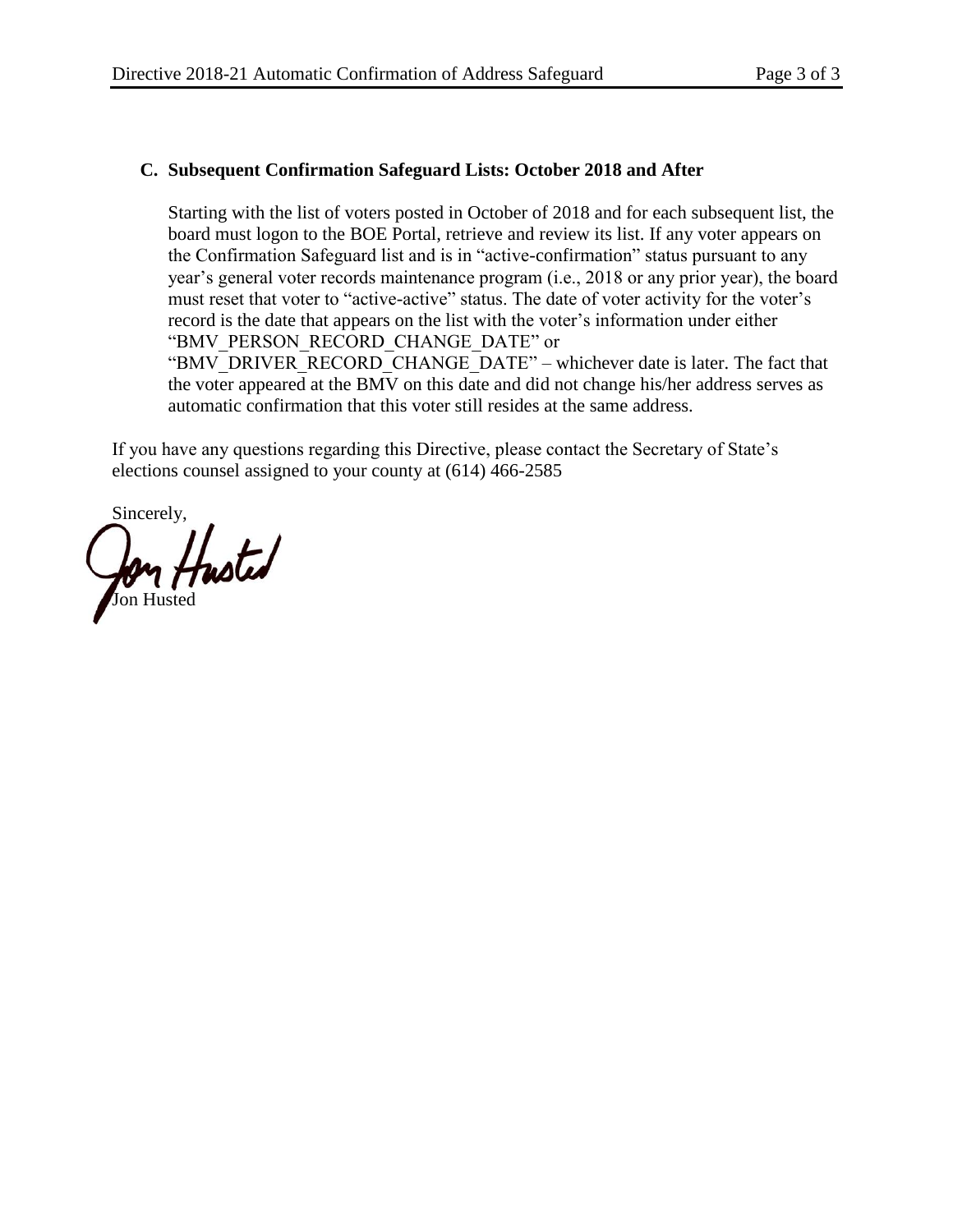### C. Subsequent Confirmation Safeguard Lists: October 2018 and After

Starting with the list of voters posted in October of 2018 and for each subsequent list, the board must logon to the BOE Portal, retrieve and review its list. If any voter appears on the Confirmation Safeguard list and is in "active-confirmation" status pursuant to any year's general voter records maintenance program (i.e., 2018 or any prior year), the board must reset that voter to "active-active" status. The date of voter activity for the voter's record is the date that appears on the list with the voter's information under either "BMV_PERSON_RECORD_CHANGE_DATE" or "BMV_DRIVER_RECORD_CHANGE_DATE" – whichever date is later. The fact that the voter appeared at the BMV on this date and did not change his/her address serves as automatic confirmation that this voter still resides at the same address.

If you have any questions regarding this Directive, please contact the Secretary of State's elections counsel assigned to your county at (614) 466-2585

Sincerely,

Jon Husted